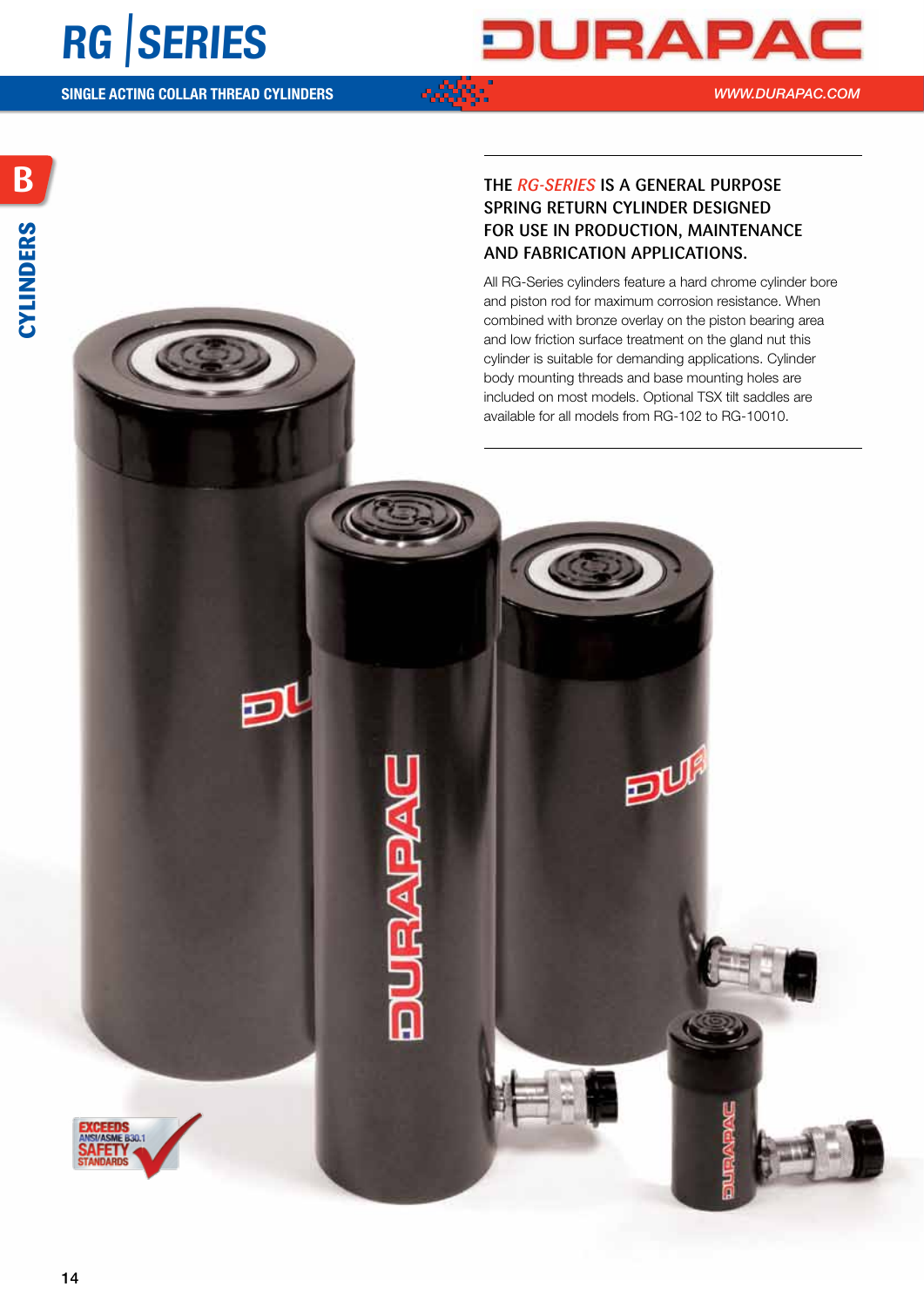# RG | SERIES

**SINGLE ACTING COLLAR THREAD CYLINDERS**

## THE *RG-SERIES* IS A GENERAL PURPOSE SPRING RETURN CYLINDER DESIGNED FOR USE IN PRODUCTION, MAINTENANCE AND FABRICATION APPLICATIONS.

All RG-Series cylinders feature a hard chrome cylinder bore and piston rod for maximum corrosion resistance. When combined with bronze overlay on the piston bearing area and low friction surface treatment on the gland nut this cylinder is suitable for demanding applications. Cylinder body mounting threads and base mounting holes are included on most models. Optional TSX tilt saddles are available for all models from RG-102 to RG-10010.

EXCEEDS ANSI/ASME B30.1 SAFETY STANDARDS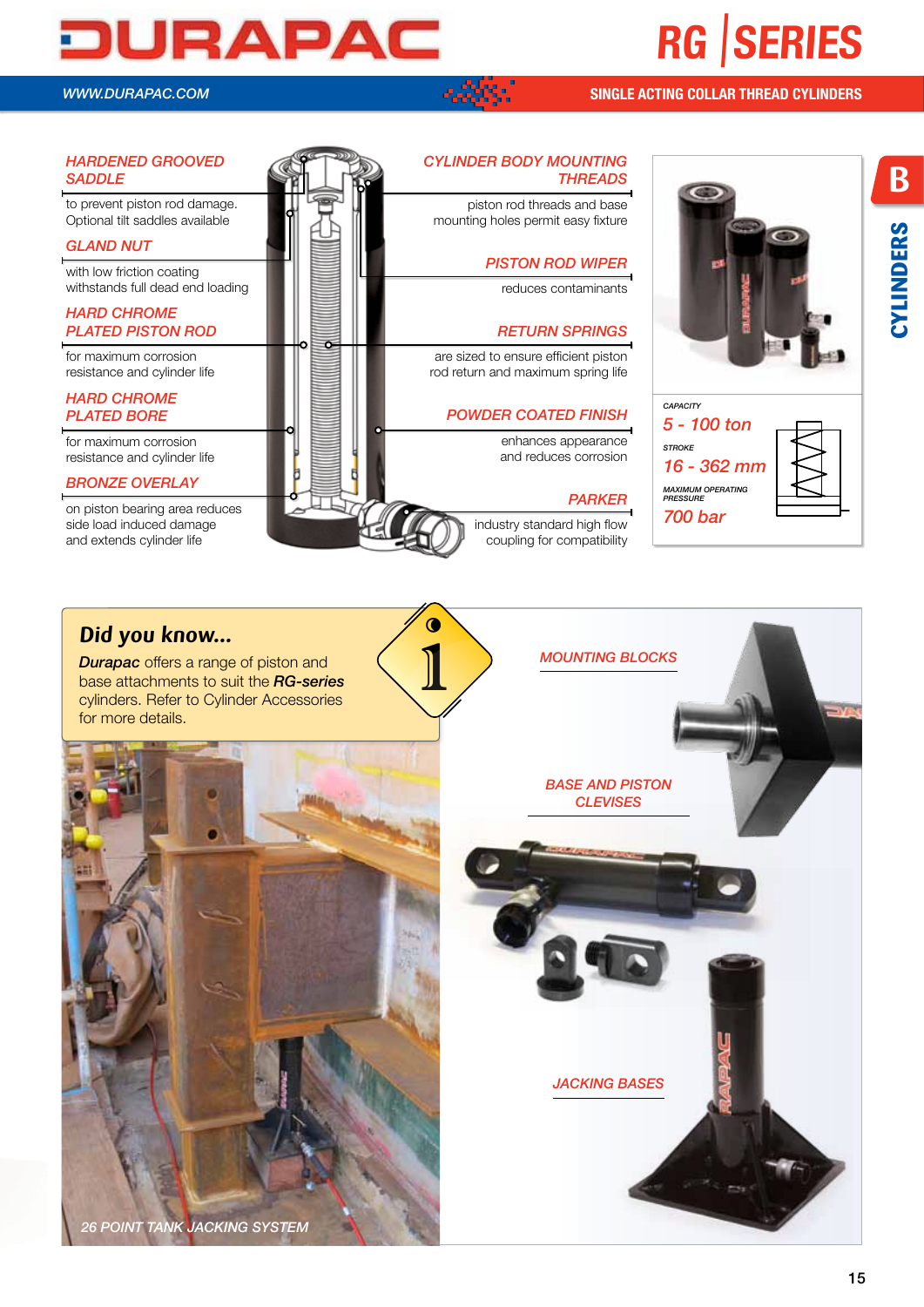# RG SERIES

## SINGLE ACTING COLLAR THREAD CYLINDERS

### HARDENED GROOVED SADDLE
to prevent piston rod damage. Optional tilt saddles available

### GLAND NUT
with low friction coating withstands full dead end loading

### HARD CHROME PLATED PISTON ROD
for maximum corrosion resistance and cylinder life

### HARD CHROME PLATED BORE
for maximum corrosion resistance and cylinder life

### BRONZE OVERLAY
on piston bearing area reduces side load induced damage and extends cylinder life

### CYLINDER BODY MOUNTING THREADS
piston rod threads and base mounting holes permit easy fixture

### PISTON ROD WIPER
reduces contaminants

### RETURN SPRINGS
are sized to ensure efficient piston rod return and maximum spring life

### POWDER COATED FINISH
enhances appearance and reduces corrosion

### PARKER
industry standard high flow coupling for compatibility

CAPACITY
**5 - 100 ton**

STROKE
**16 - 362 mm**

MAXIMUM OPERATING PRESSURE
**700 bar**

## Did you know...

*Durapac* offers a range of piston and base attachments to suit the *RG-series* cylinders. Refer to Cylinder Accessories for more details.

26 POINT TANK JACKING SYSTEM

MOUNTING BLOCKS

BASE AND PISTON CLEVISES

JACKING BASES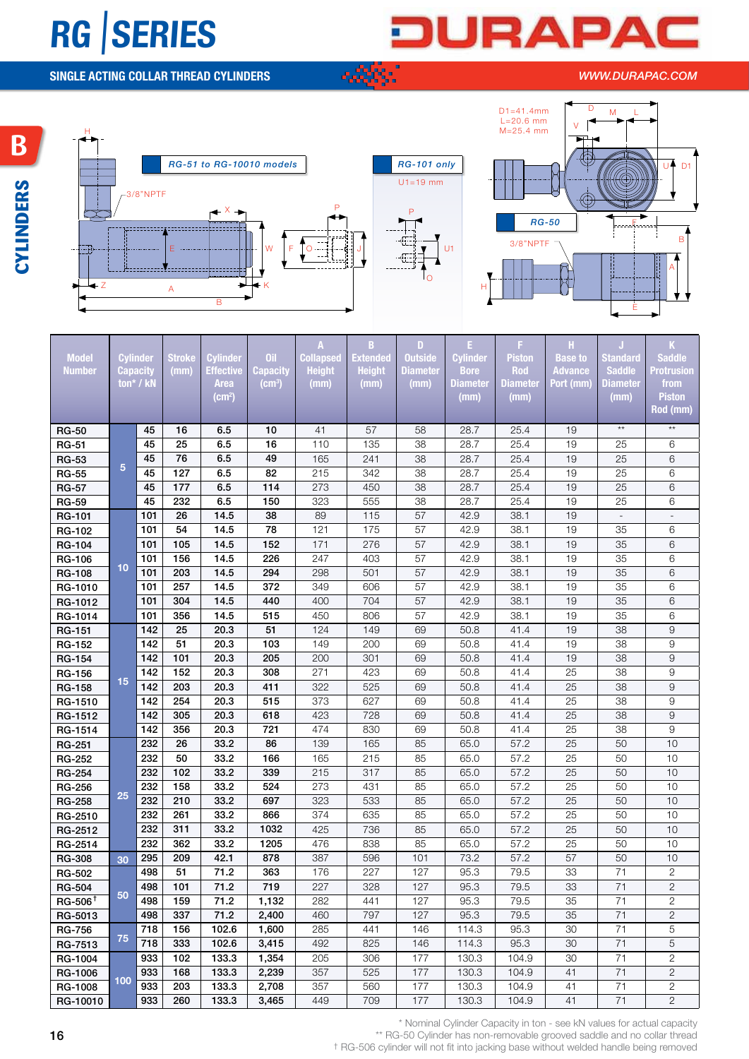# RG SERIES

## SINGLE ACTING COLLAR THREAD CYLINDERS

WWW.DURAPAC.COM

RG-51 to RG-10010 models

RG-101 only

U1=19 mm

D1=41.4mm
L=20.6 mm
M=25.4 mm

RG-50

3/8"NPTF

| Model Number | Cylinder Capacity ton* / kN | Stroke (mm) | Cylinder Effective Area (cm²) | Oil Capacity (cm³) | A Collapsed Height (mm) | B Extended Height (mm) | D Outside Diameter (mm) | E Cylinder Bore Diameter (mm) | F Piston Rod Diameter (mm) | H Base to Advance Port (mm) | J Standard Saddle Diameter (mm) | K Saddle Protrusion from Piston Rod (mm) |
|---|---|---|---|---|---|---|---|---|---|---|---|---|
| RG-50 | 5 | 45 | 16 | 6.5 | 10 | 41 | 57 | 58 | 28.7 | 25.4 | 19 | ** | ** |
| RG-51 | 5 | 45 | 25 | 6.5 | 16 | 110 | 135 | 38 | 28.7 | 25.4 | 19 | 25 | 6 |
| RG-53 | 5 | 45 | 76 | 6.5 | 49 | 165 | 241 | 38 | 28.7 | 25.4 | 19 | 25 | 6 |
| RG-55 | 5 | 45 | 127 | 6.5 | 82 | 215 | 342 | 38 | 28.7 | 25.4 | 19 | 25 | 6 |
| RG-57 | 5 | 45 | 177 | 6.5 | 114 | 273 | 450 | 38 | 28.7 | 25.4 | 19 | 25 | 6 |
| RG-59 | 5 | 45 | 232 | 6.5 | 150 | 323 | 555 | 38 | 28.7 | 25.4 | 19 | 25 | 6 |
| RG-101 | 10 | 101 | 26 | 14.5 | 38 | 89 | 115 | 57 | 42.9 | 38.1 | 19 | - | - |
| RG-102 | 10 | 101 | 54 | 14.5 | 78 | 121 | 175 | 57 | 42.9 | 38.1 | 19 | 35 | 6 |
| RG-104 | 10 | 101 | 105 | 14.5 | 152 | 171 | 276 | 57 | 42.9 | 38.1 | 19 | 35 | 6 |
| RG-106 | 10 | 101 | 156 | 14.5 | 226 | 247 | 403 | 57 | 42.9 | 38.1 | 19 | 35 | 6 |
| RG-108 | 10 | 101 | 203 | 14.5 | 294 | 298 | 501 | 57 | 42.9 | 38.1 | 19 | 35 | 6 |
| RG-1010 | 10 | 101 | 257 | 14.5 | 372 | 349 | 606 | 57 | 42.9 | 38.1 | 19 | 35 | 6 |
| RG-1012 | 10 | 101 | 304 | 14.5 | 440 | 400 | 704 | 57 | 42.9 | 38.1 | 19 | 35 | 6 |
| RG-1014 | 10 | 101 | 356 | 14.5 | 515 | 450 | 806 | 57 | 42.9 | 38.1 | 19 | 35 | 6 |
| RG-151 | 15 | 142 | 25 | 20.3 | 51 | 124 | 149 | 69 | 50.8 | 41.4 | 19 | 38 | 9 |
| RG-152 | 15 | 142 | 51 | 20.3 | 103 | 149 | 200 | 69 | 50.8 | 41.4 | 19 | 38 | 9 |
| RG-154 | 15 | 142 | 101 | 20.3 | 205 | 200 | 301 | 69 | 50.8 | 41.4 | 19 | 38 | 9 |
| RG-156 | 15 | 142 | 152 | 20.3 | 308 | 271 | 423 | 69 | 50.8 | 41.4 | 25 | 38 | 9 |
| RG-158 | 15 | 142 | 203 | 20.3 | 411 | 322 | 525 | 69 | 50.8 | 41.4 | 25 | 38 | 9 |
| RG-1510 | 15 | 142 | 254 | 20.3 | 515 | 373 | 627 | 69 | 50.8 | 41.4 | 25 | 38 | 9 |
| RG-1512 | 15 | 142 | 305 | 20.3 | 618 | 423 | 728 | 69 | 50.8 | 41.4 | 25 | 38 | 9 |
| RG-1514 | 15 | 142 | 356 | 20.3 | 721 | 474 | 830 | 69 | 50.8 | 41.4 | 25 | 38 | 9 |
| RG-251 | 25 | 232 | 26 | 33.2 | 86 | 139 | 165 | 85 | 65.0 | 57.2 | 25 | 50 | 10 |
| RG-252 | 25 | 232 | 50 | 33.2 | 166 | 165 | 215 | 85 | 65.0 | 57.2 | 25 | 50 | 10 |
| RG-254 | 25 | 232 | 102 | 33.2 | 339 | 215 | 317 | 85 | 65.0 | 57.2 | 25 | 50 | 10 |
| RG-256 | 25 | 232 | 158 | 33.2 | 524 | 273 | 431 | 85 | 65.0 | 57.2 | 25 | 50 | 10 |
| RG-258 | 25 | 232 | 210 | 33.2 | 697 | 323 | 533 | 85 | 65.0 | 57.2 | 25 | 50 | 10 |
| RG-2510 | 25 | 232 | 261 | 33.2 | 866 | 374 | 635 | 85 | 65.0 | 57.2 | 25 | 50 | 10 |
| RG-2512 | 25 | 232 | 311 | 33.2 | 1032 | 425 | 736 | 85 | 65.0 | 57.2 | 25 | 50 | 10 |
| RG-2514 | 25 | 232 | 362 | 33.2 | 1205 | 476 | 838 | 85 | 65.0 | 57.2 | 25 | 50 | 10 |
| RG-308 | 30 | 295 | 209 | 42.1 | 878 | 387 | 596 | 101 | 73.2 | 57.2 | 57 | 50 | 10 |
| RG-502 | 50 | 498 | 51 | 71.2 | 363 | 176 | 227 | 127 | 95.3 | 79.5 | 33 | 71 | 2 |
| RG-504 | 50 | 498 | 101 | 71.2 | 719 | 227 | 328 | 127 | 95.3 | 79.5 | 33 | 71 | 2 |
| RG-506† | 50 | 498 | 159 | 71.2 | 1,132 | 282 | 441 | 127 | 95.3 | 79.5 | 35 | 71 | 2 |
| RG-5013 | 50 | 498 | 337 | 71.2 | 2,400 | 460 | 797 | 127 | 95.3 | 79.5 | 35 | 71 | 2 |
| RG-756 | 75 | 718 | 156 | 102.6 | 1,600 | 285 | 441 | 146 | 114.3 | 95.3 | 30 | 71 | 5 |
| RG-7513 | 75 | 718 | 333 | 102.6 | 3,415 | 492 | 825 | 146 | 114.3 | 95.3 | 30 | 71 | 5 |
| RG-1004 | 100 | 933 | 102 | 133.3 | 1,354 | 205 | 306 | 177 | 130.3 | 104.9 | 30 | 71 | 2 |
| RG-1006 | 100 | 933 | 168 | 133.3 | 2,239 | 357 | 525 | 177 | 130.3 | 104.9 | 41 | 71 | 2 |
| RG-1008 | 100 | 933 | 203 | 133.3 | 2,708 | 357 | 560 | 177 | 130.3 | 104.9 | 41 | 71 | 2 |
| RG-10010 | 100 | 933 | 260 | 133.3 | 3,465 | 449 | 709 | 177 | 130.3 | 104.9 | 41 | 71 | 2 |

\* Nominal Cylinder Capacity in ton - see kN values for actual capacity

** RG-50 Cylinder has non-removable grooved saddle and no collar thread

† RG-506 cylinder will not fit into jacking base without welded handle being removed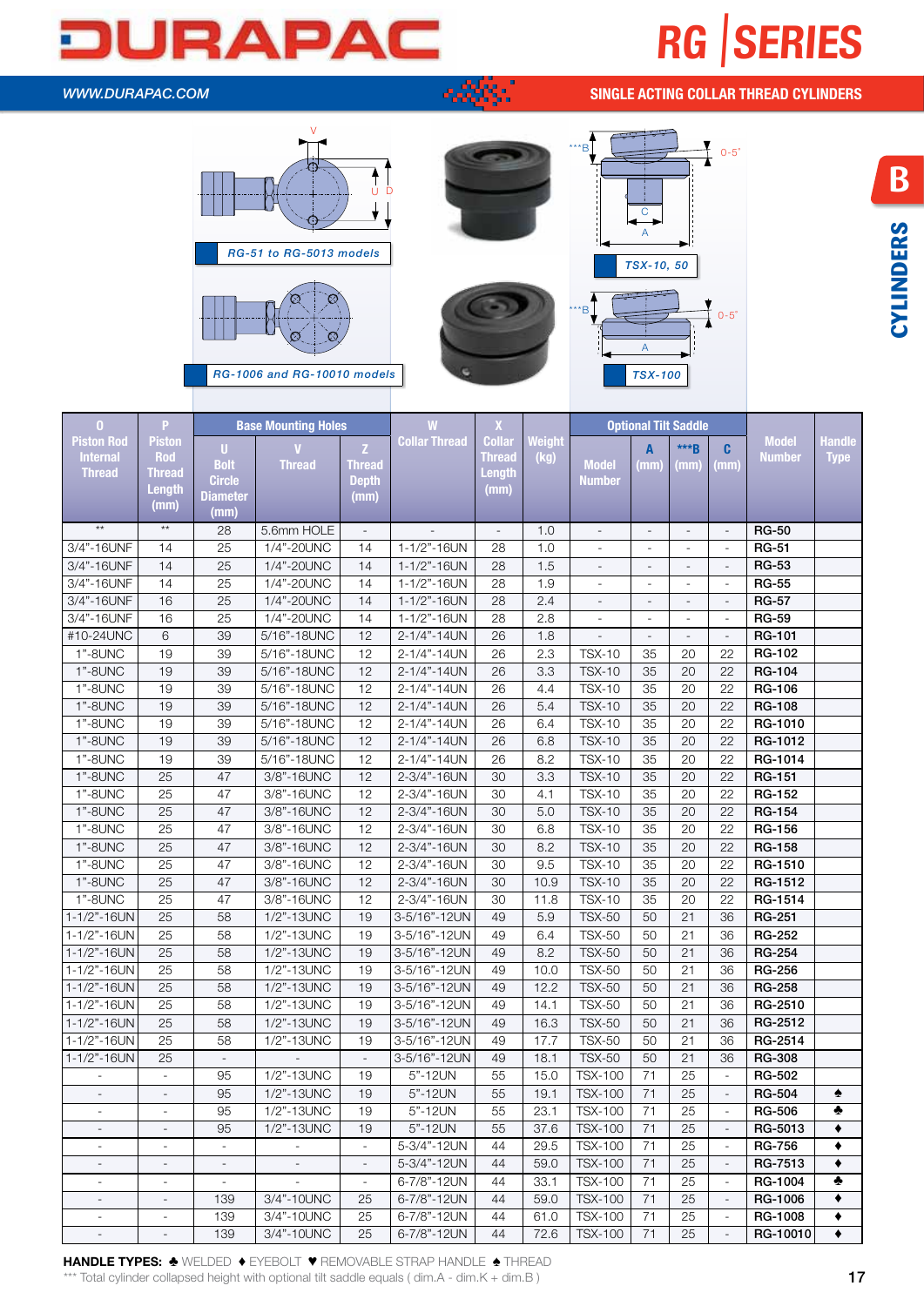# DURAPAC

## RG SERIES

WWW.DURAPAC.COM

SINGLE ACTING COLLAR THREAD CYLINDERS

B CYLINDERS

V

U D

RG-51 to RG-5013 models

RG-1006 and RG-10010 models

***B 0-5°

C

A

TSX-10, 50

***B 0-5°

A

TSX-100

| O Piston Rod Internal Thread | P Piston Rod Thread Length (mm) | Base Mounting Holes | | | W Collar Thread | X Collar Thread Length (mm) | Weight (kg) | Optional Tilt Saddle | | | | Model Number | Handle Type |
|---|---|---|---|---|---|---|---|---|---|---|---|---|---|
| | | U Bolt Circle Diameter (mm) | V Thread | Z Thread Depth (mm) | | | | Model Number | A (mm) | ***B (mm) | C (mm) | | |
| ** | ** | 28 | 5.6mm HOLE | - | - | - | 1.0 | - | - | - | - | **RG-50** | |
| 3/4"-16UNF | 14 | 25 | 1/4"-20UNC | 14 | 1-1/2"-16UN | 28 | 1.0 | - | - | - | - | **RG-51** | |
| 3/4"-16UNF | 14 | 25 | 1/4"-20UNC | 14 | 1-1/2"-16UN | 28 | 1.5 | - | - | - | - | **RG-53** | |
| 3/4"-16UNF | 14 | 25 | 1/4"-20UNC | 14 | 1-1/2"-16UN | 28 | 1.9 | - | - | - | - | **RG-55** | |
| 3/4"-16UNF | 16 | 25 | 1/4"-20UNC | 14 | 1-1/2"-16UN | 28 | 2.4 | - | - | - | - | **RG-57** | |
| 3/4"-16UNF | 16 | 25 | 1/4"-20UNC | 14 | 1-1/2"-16UN | 28 | 2.8 | - | - | - | - | **RG-59** | |
| #10-24UNC | 6 | 39 | 5/16"-18UNC | 12 | 2-1/4"-14UN | 26 | 1.8 | - | - | - | - | **RG-101** | |
| 1"-8UNC | 19 | 39 | 5/16"-18UNC | 12 | 2-1/4"-14UN | 26 | 2.3 | TSX-10 | 35 | 20 | 22 | **RG-102** | |
| 1"-8UNC | 19 | 39 | 5/16"-18UNC | 12 | 2-1/4"-14UN | 26 | 3.3 | TSX-10 | 35 | 20 | 22 | **RG-104** | |
| 1"-8UNC | 19 | 39 | 5/16"-18UNC | 12 | 2-1/4"-14UN | 26 | 4.4 | TSX-10 | 35 | 20 | 22 | **RG-106** | |
| 1"-8UNC | 19 | 39 | 5/16"-18UNC | 12 | 2-1/4"-14UN | 26 | 5.4 | TSX-10 | 35 | 20 | 22 | **RG-108** | |
| 1"-8UNC | 19 | 39 | 5/16"-18UNC | 12 | 2-1/4"-14UN | 26 | 6.4 | TSX-10 | 35 | 20 | 22 | **RG-1010** | |
| 1"-8UNC | 19 | 39 | 5/16"-18UNC | 12 | 2-1/4"-14UN | 26 | 6.8 | TSX-10 | 35 | 20 | 22 | **RG-1012** | |
| 1"-8UNC | 19 | 39 | 5/16"-18UNC | 12 | 2-1/4"-14UN | 26 | 8.2 | TSX-10 | 35 | 20 | 22 | **RG-1014** | |
| 1"-8UNC | 25 | 47 | 3/8"-16UNC | 12 | 2-3/4"-16UN | 30 | 3.3 | TSX-10 | 35 | 20 | 22 | **RG-151** | |
| 1"-8UNC | 25 | 47 | 3/8"-16UNC | 12 | 2-3/4"-16UN | 30 | 4.1 | TSX-10 | 35 | 20 | 22 | **RG-152** | |
| 1"-8UNC | 25 | 47 | 3/8"-16UNC | 12 | 2-3/4"-16UN | 30 | 5.0 | TSX-10 | 35 | 20 | 22 | **RG-154** | |
| 1"-8UNC | 25 | 47 | 3/8"-16UNC | 12 | 2-3/4"-16UN | 30 | 6.8 | TSX-10 | 35 | 20 | 22 | **RG-156** | |
| 1"-8UNC | 25 | 47 | 3/8"-16UNC | 12 | 2-3/4"-16UN | 30 | 8.2 | TSX-10 | 35 | 20 | 22 | **RG-158** | |
| 1"-8UNC | 25 | 47 | 3/8"-16UNC | 12 | 2-3/4"-16UN | 30 | 9.5 | TSX-10 | 35 | 20 | 22 | **RG-1510** | |
| 1"-8UNC | 25 | 47 | 3/8"-16UNC | 12 | 2-3/4"-16UN | 30 | 10.9 | TSX-10 | 35 | 20 | 22 | **RG-1512** | |
| 1"-8UNC | 25 | 47 | 3/8"-16UNC | 12 | 2-3/4"-16UN | 30 | 11.8 | TSX-10 | 35 | 20 | 22 | **RG-1514** | |
| 1-1/2"-16UN | 25 | 58 | 1/2"-13UNC | 19 | 3-5/16"-12UN | 49 | 5.9 | TSX-50 | 50 | 21 | 36 | **RG-251** | |
| 1-1/2"-16UN | 25 | 58 | 1/2"-13UNC | 19 | 3-5/16"-12UN | 49 | 6.4 | TSX-50 | 50 | 21 | 36 | **RG-252** | |
| 1-1/2"-16UN | 25 | 58 | 1/2"-13UNC | 19 | 3-5/16"-12UN | 49 | 8.2 | TSX-50 | 50 | 21 | 36 | **RG-254** | |
| 1-1/2"-16UN | 25 | 58 | 1/2"-13UNC | 19 | 3-5/16"-12UN | 49 | 10.0 | TSX-50 | 50 | 21 | 36 | **RG-256** | |
| 1-1/2"-16UN | 25 | 58 | 1/2"-13UNC | 19 | 3-5/16"-12UN | 49 | 12.2 | TSX-50 | 50 | 21 | 36 | **RG-258** | |
| 1-1/2"-16UN | 25 | 58 | 1/2"-13UNC | 19 | 3-5/16"-12UN | 49 | 14.1 | TSX-50 | 50 | 21 | 36 | **RG-2510** | |
| 1-1/2"-16UN | 25 | 58 | 1/2"-13UNC | 19 | 3-5/16"-12UN | 49 | 16.3 | TSX-50 | 50 | 21 | 36 | **RG-2512** | |
| 1-1/2"-16UN | 25 | 58 | 1/2"-13UNC | 19 | 3-5/16"-12UN | 49 | 17.7 | TSX-50 | 50 | 21 | 36 | **RG-2514** | |
| 1-1/2"-16UN | 25 | - | - | - | 3-5/16"-12UN | 49 | 18.1 | TSX-50 | 50 | 21 | 36 | **RG-308** | |
| - | - | 95 | 1/2"-13UNC | 19 | 5"-12UN | 55 | 15.0 | TSX-100 | 71 | 25 | - | **RG-502** | |
| - | - | 95 | 1/2"-13UNC | 19 | 5"-12UN | 55 | 19.1 | TSX-100 | 71 | 25 | - | **RG-504** | ♠ |
| - | - | 95 | 1/2"-13UNC | 19 | 5"-12UN | 55 | 23.1 | TSX-100 | 71 | 25 | - | **RG-506** | ♣ |
| - | - | 95 | 1/2"-13UNC | 19 | 5"-12UN | 55 | 37.6 | TSX-100 | 71 | 25 | - | **RG-5013** | ♦ |
| - | - | - | - | - | 5-3/4"-12UN | 44 | 29.5 | TSX-100 | 71 | 25 | - | **RG-756** | ♦ |
| - | - | - | - | - | 5-3/4"-12UN | 44 | 59.0 | TSX-100 | 71 | 25 | - | **RG-7513** | ♦ |
| - | - | - | - | - | 6-7/8"-12UN | 44 | 33.1 | TSX-100 | 71 | 25 | - | **RG-1004** | ♣ |
| - | - | 139 | 3/4"-10UNC | 25 | 6-7/8"-12UN | 44 | 59.0 | TSX-100 | 71 | 25 | - | **RG-1006** | ♦ |
| - | - | 139 | 3/4"-10UNC | 25 | 6-7/8"-12UN | 44 | 61.0 | TSX-100 | 71 | 25 | - | **RG-1008** | ♦ |
| - | - | 139 | 3/4"-10UNC | 25 | 6-7/8"-12UN | 44 | 72.6 | TSX-100 | 71 | 25 | - | **RG-10010** | ♦ |

**HANDLE TYPES:** ♣ WELDED ♦ EYEBOLT ♥ REMOVABLE STRAP HANDLE ♠ THREAD

*** Total cylinder collapsed height with optional tilt saddle equals ( dim.A - dim.K + dim.B )